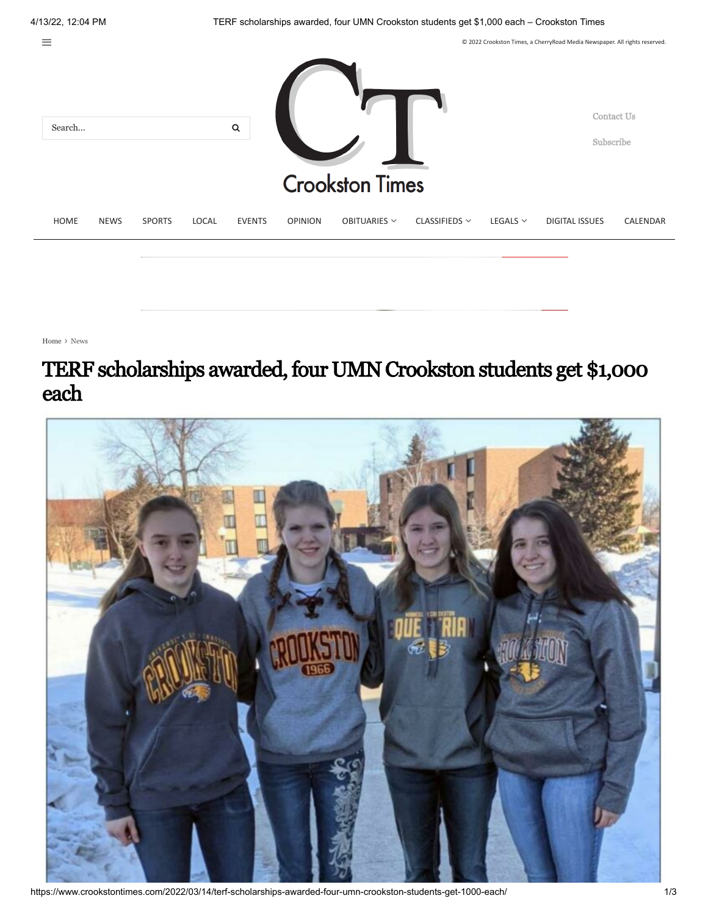Home › News

# TERF scholarships awarded, four UMN Crookston students get $1,000 each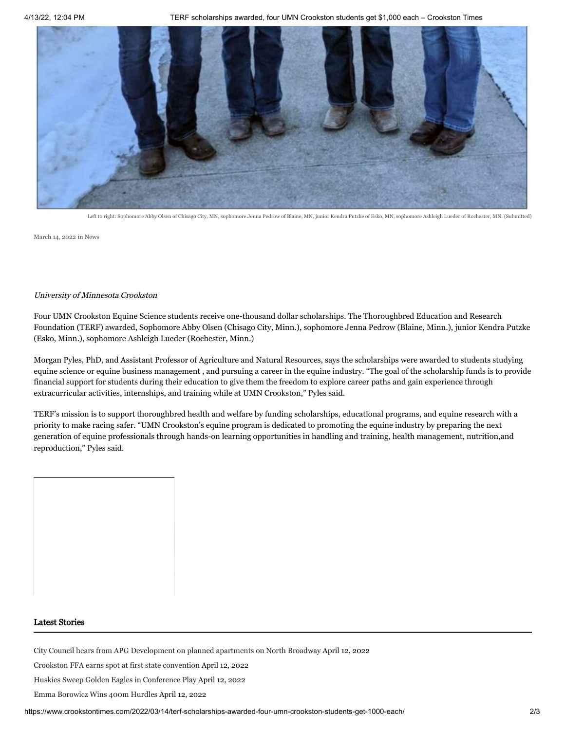Left to right: Sophomore Abby Olsen of Chisago City, MN, sophomore Jenna Pedrow of Blaine, MN, junior Kendra Putzke of Esko, MN, sophomore Ashleigh Lueder of Rochester, MN. (Submitted)

March 14, 2022 in News

*University of Minnesota Crookston*

Four UMN Crookston Equine Science students receive one-thousand dollar scholarships. The Thoroughbred Education and Research Foundation (TERF) awarded, Sophomore Abby Olsen (Chisago City, Minn.), sophomore Jenna Pedrow (Blaine, Minn.), junior Kendra Putzke (Esko, Minn.), sophomore Ashleigh Lueder (Rochester, Minn.)

Morgan Pyles, PhD, and Assistant Professor of Agriculture and Natural Resources, says the scholarships were awarded to students studying equine science or equine business management , and pursuing a career in the equine industry. "The goal of the scholarship funds is to provide financial support for students during their education to give them the freedom to explore career paths and gain experience through extracurricular activities, internships, and training while at UMN Crookston," Pyles said.

TERF's mission is to support thoroughbred health and welfare by funding scholarships, educational programs, and equine research with a priority to make racing safer. "UMN Crookston's equine program is dedicated to promoting the equine industry by preparing the next generation of equine professionals through hands-on learning opportunities in handling and training, health management, nutrition,and reproduction," Pyles said.

## Latest Stories

City Council hears from APG Development on planned apartments on North Broadway April 12, 2022

Crookston FFA earns spot at first state convention April 12, 2022

Huskies Sweep Golden Eagles in Conference Play April 12, 2022

Emma Borowicz Wins 400m Hurdles April 12, 2022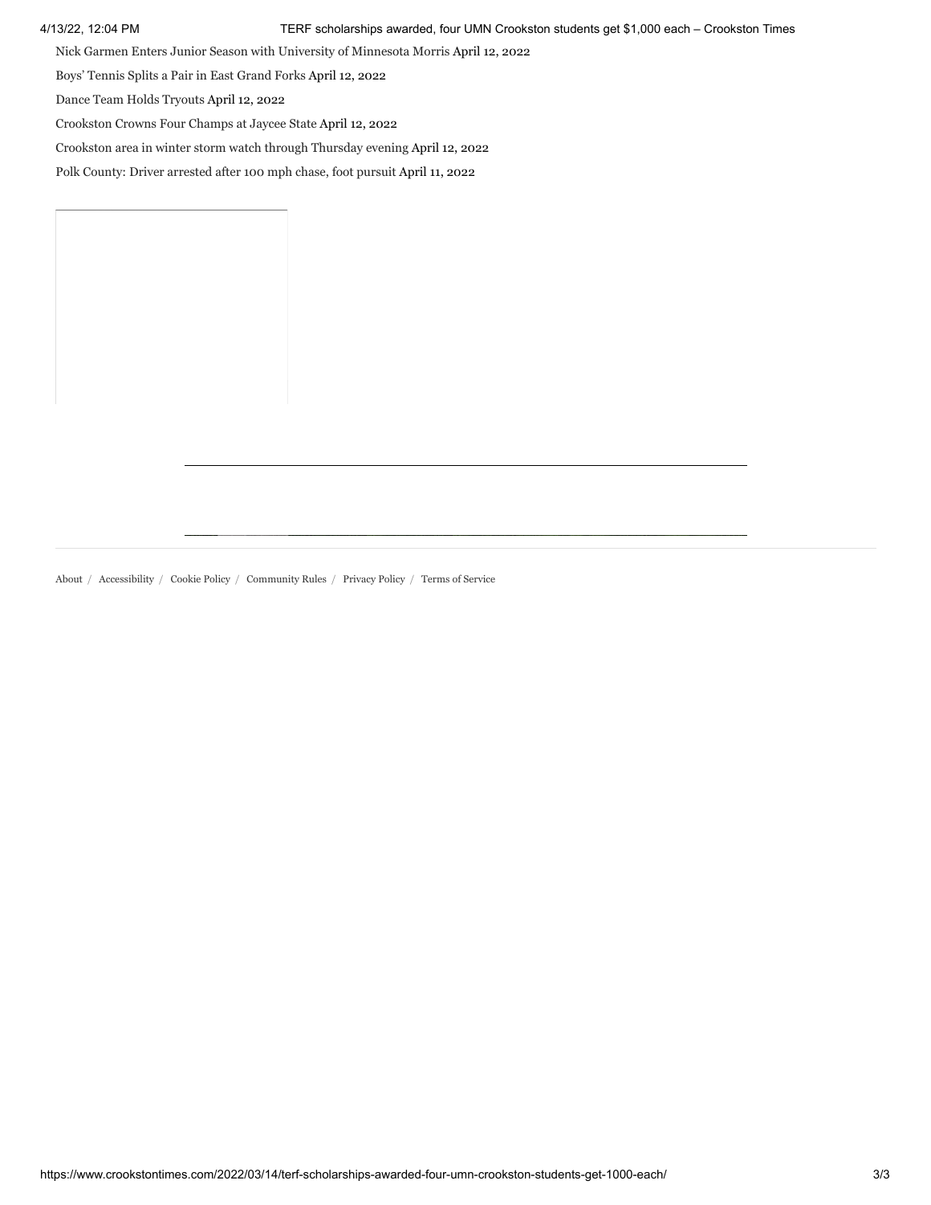Nick Garmen Enters Junior Season with University of Minnesota Morris April 12, 2022

Boys' Tennis Splits a Pair in East Grand Forks April 12, 2022

Dance Team Holds Tryouts April 12, 2022

Crookston Crowns Four Champs at Jaycee State April 12, 2022

Crookston area in winter storm watch through Thursday evening April 12, 2022

Polk County: Driver arrested after 100 mph chase, foot pursuit April 11, 2022

About / Accessibility / Cookie Policy / Community Rules / Privacy Policy / Terms of Service